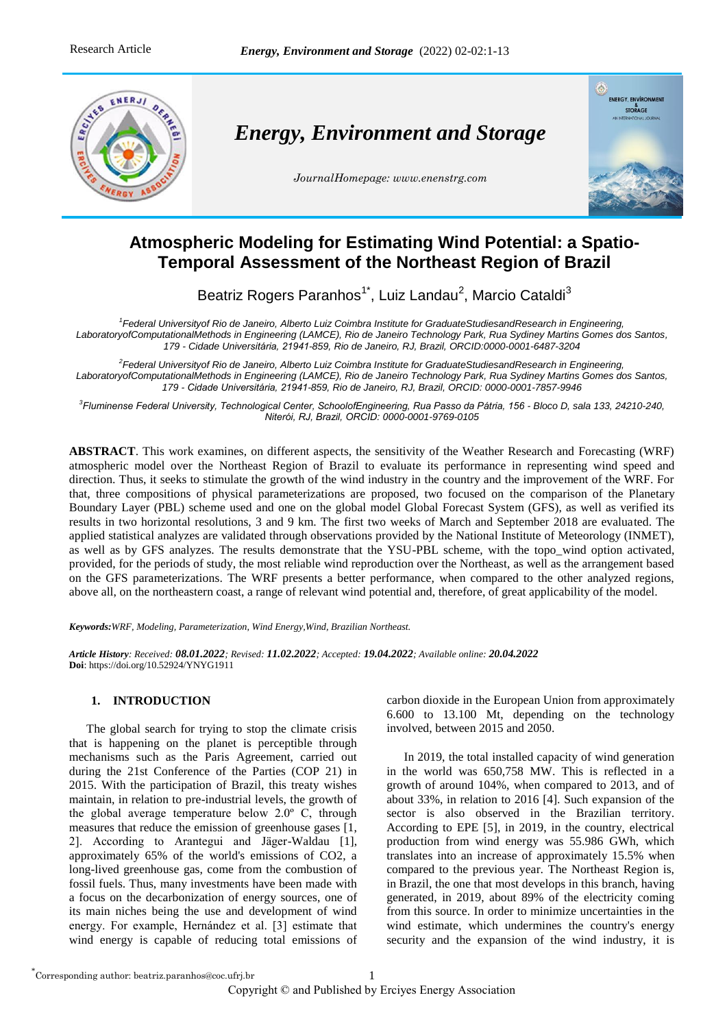# Atmospheric Modeling for Estimating Wind Potential: a Spatio-Temporal Assessment of the Northeast Region of Brazil

Beatriz Rogers Paranhos[1*], Luiz Landau[2], Marcio Cataldi[3]

[1]Federal Universityof Rio de Janeiro, Alberto Luiz Coimbra Institute for GraduateStudiesandResearch in Engineering, LaboratoryofComputationalMethods in Engineering (LAMCE), Rio de Janeiro Technology Park, Rua Sydiney Martins Gomes dos Santos, 179 - Cidade Universitária, 21941-859, Rio de Janeiro, RJ, Brazil, ORCID:0000-0001-6487-3204

[2]Federal Universityof Rio de Janeiro, Alberto Luiz Coimbra Institute for GraduateStudiesandResearch in Engineering, LaboratoryofComputationalMethods in Engineering (LAMCE), Rio de Janeiro Technology Park, Rua Sydiney Martins Gomes dos Santos, 179 - Cidade Universitária, 21941-859, Rio de Janeiro, RJ, Brazil, ORCID: 0000-0001-7857-9946

[3]Fluminense Federal University, Technological Center, SchoolofEngineering, Rua Passo da Pátria, 156 - Bloco D, sala 133, 24210-240, Niterói, RJ, Brazil, ORCID: 0000-0001-9769-0105

**ABSTRACT**. This work examines, on different aspects, the sensitivity of the Weather Research and Forecasting (WRF) atmospheric model over the Northeast Region of Brazil to evaluate its performance in representing wind speed and direction. Thus, it seeks to stimulate the growth of the wind industry in the country and the improvement of the WRF. For that, three compositions of physical parameterizations are proposed, two focused on the comparison of the Planetary Boundary Layer (PBL) scheme used and one on the global model Global Forecast System (GFS), as well as verified its results in two horizontal resolutions, 3 and 9 km. The first two weeks of March and September 2018 are evaluated. The applied statistical analyzes are validated through observations provided by the National Institute of Meteorology (INMET), as well as by GFS analyzes. The results demonstrate that the YSU-PBL scheme, with the topo_wind option activated, provided, for the periods of study, the most reliable wind reproduction over the Northeast, as well as the arrangement based on the GFS parameterizations. The WRF presents a better performance, when compared to the other analyzed regions, above all, on the northeastern coast, a range of relevant wind potential and, therefore, of great applicability of the model.

***Keywords:****WRF, Modeling, Parameterization, Wind Energy,Wind, Brazilian Northeast.*

***Article History****: Received:* ***08.01.2022****; Revised:* ***11.02.2022****; Accepted:* ***19.04.2022****; Available online:* ***20.04.2022***
**Doi**: https://doi.org/10.52924/YNYG1911

## 1. INTRODUCTION

The global search for trying to stop the climate crisis that is happening on the planet is perceptible through mechanisms such as the Paris Agreement, carried out during the 21st Conference of the Parties (COP 21) in 2015. With the participation of Brazil, this treaty wishes maintain, in relation to pre-industrial levels, the growth of the global average temperature below 2.0º C, through measures that reduce the emission of greenhouse gases [1, 2]. According to Arantegui and Jäger-Waldau [1], approximately 65% of the world's emissions of CO2, a long-lived greenhouse gas, come from the combustion of fossil fuels. Thus, many investments have been made with a focus on the decarbonization of energy sources, one of its main niches being the use and development of wind energy. For example, Hernández et al. [3] estimate that wind energy is capable of reducing total emissions of carbon dioxide in the European Union from approximately 6.600 to 13.100 Mt, depending on the technology involved, between 2015 and 2050.

In 2019, the total installed capacity of wind generation in the world was 650,758 MW. This is reflected in a growth of around 104%, when compared to 2013, and of about 33%, in relation to 2016 [4]. Such expansion of the sector is also observed in the Brazilian territory. According to EPE [5], in 2019, in the country, electrical production from wind energy was 55.986 GWh, which translates into an increase of approximately 15.5% when compared to the previous year. The Northeast Region is, in Brazil, the one that most develops in this branch, having generated, in 2019, about 89% of the electricity coming from this source. In order to minimize uncertainties in the wind estimate, which undermines the country's energy security and the expansion of the wind industry, it is

[*]Corresponding author: beatriz.paranhos@coc.ufrj.br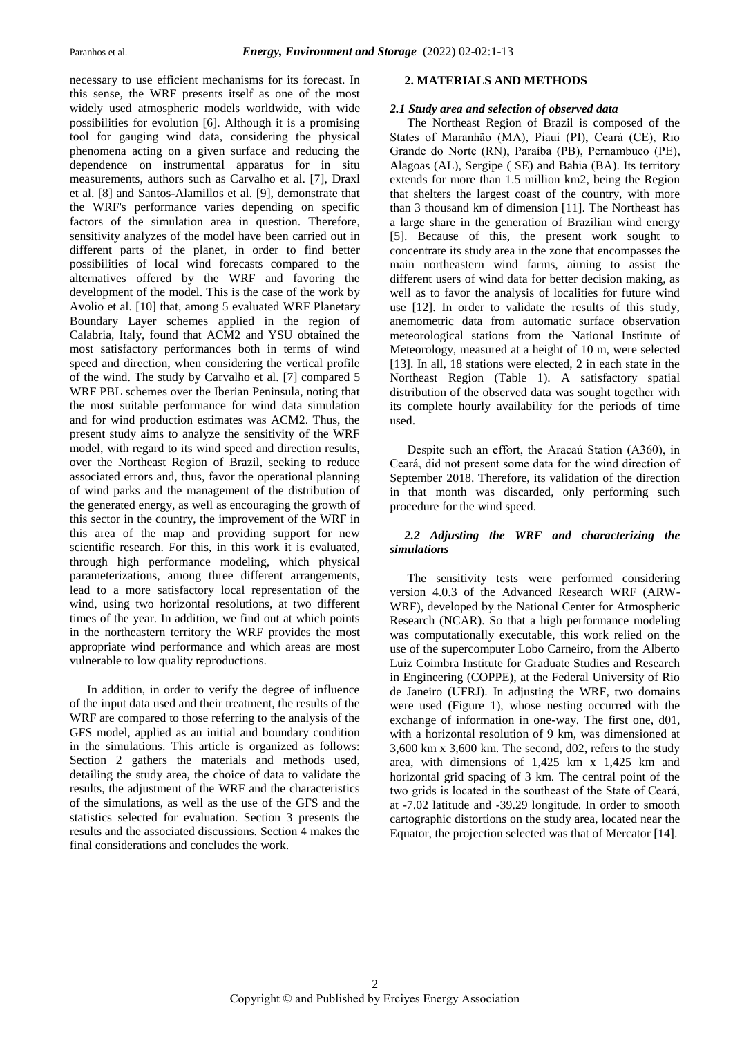necessary to use efficient mechanisms for its forecast. In this sense, the WRF presents itself as one of the most widely used atmospheric models worldwide, with wide possibilities for evolution [6]. Although it is a promising tool for gauging wind data, considering the physical phenomena acting on a given surface and reducing the dependence on instrumental apparatus for in situ measurements, authors such as Carvalho et al. [7], Draxl et al. [8] and Santos-Alamillos et al. [9], demonstrate that the WRF's performance varies depending on specific factors of the simulation area in question. Therefore, sensitivity analyzes of the model have been carried out in different parts of the planet, in order to find better possibilities of local wind forecasts compared to the alternatives offered by the WRF and favoring the development of the model. This is the case of the work by Avolio et al. [10] that, among 5 evaluated WRF Planetary Boundary Layer schemes applied in the region of Calabria, Italy, found that ACM2 and YSU obtained the most satisfactory performances both in terms of wind speed and direction, when considering the vertical profile of the wind. The study by Carvalho et al. [7] compared 5 WRF PBL schemes over the Iberian Peninsula, noting that the most suitable performance for wind data simulation and for wind production estimates was ACM2. Thus, the present study aims to analyze the sensitivity of the WRF model, with regard to its wind speed and direction results, over the Northeast Region of Brazil, seeking to reduce associated errors and, thus, favor the operational planning of wind parks and the management of the distribution of the generated energy, as well as encouraging the growth of this sector in the country, the improvement of the WRF in this area of the map and providing support for new scientific research. For this, in this work it is evaluated, through high performance modeling, which physical parameterizations, among three different arrangements, lead to a more satisfactory local representation of the wind, using two horizontal resolutions, at two different times of the year. In addition, we find out at which points in the northeastern territory the WRF provides the most appropriate wind performance and which areas are most vulnerable to low quality reproductions.

In addition, in order to verify the degree of influence of the input data used and their treatment, the results of the WRF are compared to those referring to the analysis of the GFS model, applied as an initial and boundary condition in the simulations. This article is organized as follows: Section 2 gathers the materials and methods used, detailing the study area, the choice of data to validate the results, the adjustment of the WRF and the characteristics of the simulations, as well as the use of the GFS and the statistics selected for evaluation. Section 3 presents the results and the associated discussions. Section 4 makes the final considerations and concludes the work.

## 2. MATERIALS AND METHODS

### *2.1 Study area and selection of observed data*

The Northeast Region of Brazil is composed of the States of Maranhão (MA), Piauí (PI), Ceará (CE), Rio Grande do Norte (RN), Paraíba (PB), Pernambuco (PE), Alagoas (AL), Sergipe ( SE) and Bahia (BA). Its territory extends for more than 1.5 million km2, being the Region that shelters the largest coast of the country, with more than 3 thousand km of dimension [11]. The Northeast has a large share in the generation of Brazilian wind energy [5]. Because of this, the present work sought to concentrate its study area in the zone that encompasses the main northeastern wind farms, aiming to assist the different users of wind data for better decision making, as well as to favor the analysis of localities for future wind use [12]. In order to validate the results of this study, anemometric data from automatic surface observation meteorological stations from the National Institute of Meteorology, measured at a height of 10 m, were selected [13]. In all, 18 stations were elected, 2 in each state in the Northeast Region (Table 1). A satisfactory spatial distribution of the observed data was sought together with its complete hourly availability for the periods of time used.

Despite such an effort, the Aracaú Station (A360), in Ceará, did not present some data for the wind direction of September 2018. Therefore, its validation of the direction in that month was discarded, only performing such procedure for the wind speed.

### *2.2 Adjusting the WRF and characterizing the simulations*

The sensitivity tests were performed considering version 4.0.3 of the Advanced Research WRF (ARW-WRF), developed by the National Center for Atmospheric Research (NCAR). So that a high performance modeling was computationally executable, this work relied on the use of the supercomputer Lobo Carneiro, from the Alberto Luiz Coimbra Institute for Graduate Studies and Research in Engineering (COPPE), at the Federal University of Rio de Janeiro (UFRJ). In adjusting the WRF, two domains were used (Figure 1), whose nesting occurred with the exchange of information in one-way. The first one, d01, with a horizontal resolution of 9 km, was dimensioned at 3,600 km x 3,600 km. The second, d02, refers to the study area, with dimensions of 1,425 km x 1,425 km and horizontal grid spacing of 3 km. The central point of the two grids is located in the southeast of the State of Ceará, at -7.02 latitude and -39.29 longitude. In order to smooth cartographic distortions on the study area, located near the Equator, the projection selected was that of Mercator [14].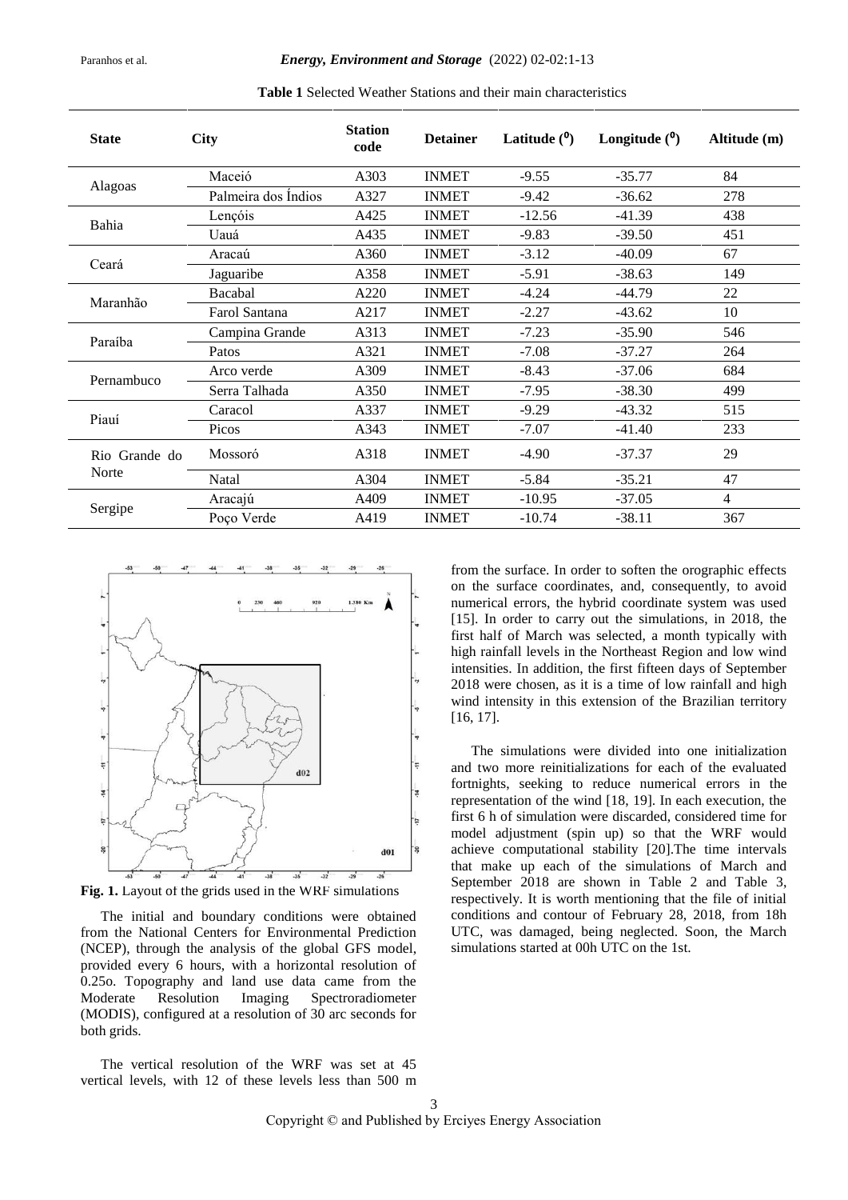**Table 1** Selected Weather Stations and their main characteristics

| State | City | Station code | Detainer | Latitude ($^0$) | Longitude ($^0$) | Altitude (m) |
|---|---|---|---|---|---|---|
| Alagoas | Maceió | A303 | INMET | -9.55 | -35.77 | 84 |
| | Palmeira dos Índios | A327 | INMET | -9.42 | -36.62 | 278 |
| Bahia | Lençóis | A425 | INMET | -12.56 | -41.39 | 438 |
| | Uauá | A435 | INMET | -9.83 | -39.50 | 451 |
| Ceará | Aracaú | A360 | INMET | -3.12 | -40.09 | 67 |
| | Jaguaribe | A358 | INMET | -5.91 | -38.63 | 149 |
| Maranhão | Bacabal | A220 | INMET | -4.24 | -44.79 | 22 |
| | Farol Santana | A217 | INMET | -2.27 | -43.62 | 10 |
| Paraíba | Campina Grande | A313 | INMET | -7.23 | -35.90 | 546 |
| | Patos | A321 | INMET | -7.08 | -37.27 | 264 |
| Pernambuco | Arco verde | A309 | INMET | -8.43 | -37.06 | 684 |
| | Serra Talhada | A350 | INMET | -7.95 | -38.30 | 499 |
| Piauí | Caracol | A337 | INMET | -9.29 | -43.32 | 515 |
| | Picos | A343 | INMET | -7.07 | -41.40 | 233 |
| Rio Grande do Norte | Mossoró | A318 | INMET | -4.90 | -37.37 | 29 |
| | Natal | A304 | INMET | -5.84 | -35.21 | 47 |
| Sergipe | Aracajú | A409 | INMET | -10.95 | -37.05 | 4 |
| | Poço Verde | A419 | INMET | -10.74 | -38.11 | 367 |

**Fig. 1.** Layout of the grids used in the WRF simulations

The initial and boundary conditions were obtained from the National Centers for Environmental Prediction (NCEP), through the analysis of the global GFS model, provided every 6 hours, with a horizontal resolution of 0.25o. Topography and land use data came from the Moderate Resolution Imaging Spectroradiometer (MODIS), configured at a resolution of 30 arc seconds for both grids.

The vertical resolution of the WRF was set at 45 vertical levels, with 12 of these levels less than 500 m from the surface. In order to soften the orographic effects on the surface coordinates, and, consequently, to avoid numerical errors, the hybrid coordinate system was used [15]. In order to carry out the simulations, in 2018, the first half of March was selected, a month typically with high rainfall levels in the Northeast Region and low wind intensities. In addition, the first fifteen days of September 2018 were chosen, as it is a time of low rainfall and high wind intensity in this extension of the Brazilian territory [16, 17].

The simulations were divided into one initialization and two more reinitializations for each of the evaluated fortnights, seeking to reduce numerical errors in the representation of the wind [18, 19]. In each execution, the first 6 h of simulation were discarded, considered time for model adjustment (spin up) so that the WRF would achieve computational stability [20].The time intervals that make up each of the simulations of March and September 2018 are shown in Table 2 and Table 3, respectively. It is worth mentioning that the file of initial conditions and contour of February 28, 2018, from 18h UTC, was damaged, being neglected. Soon, the March simulations started at 00h UTC on the 1st.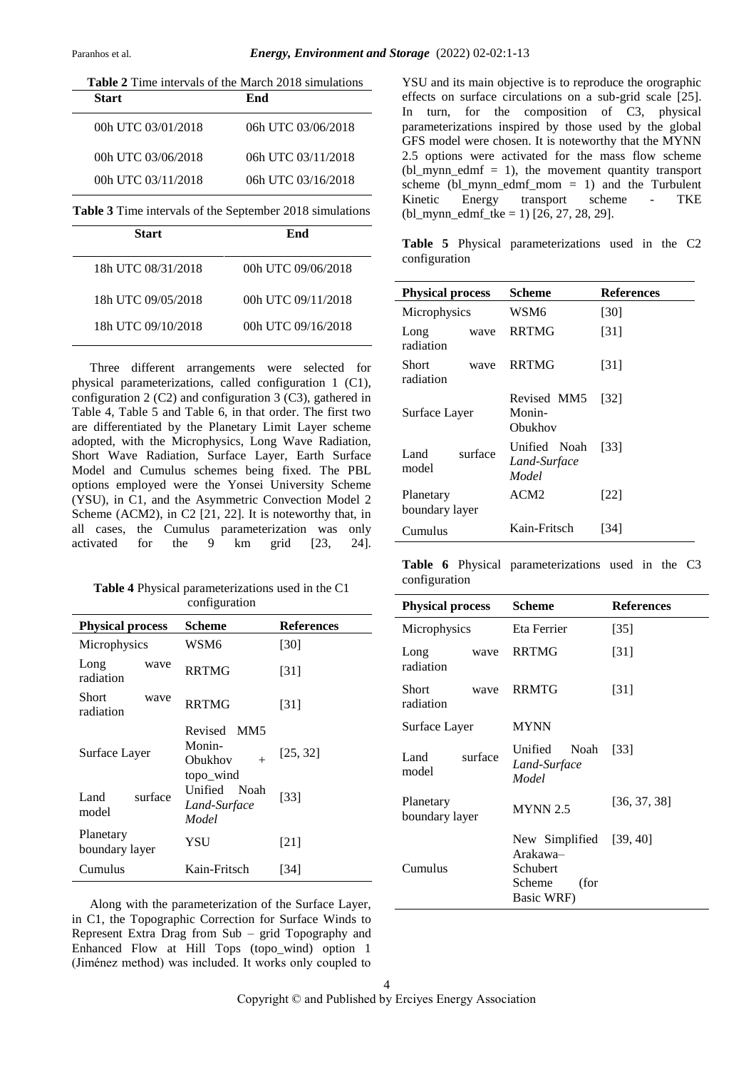**Table 2** Time intervals of the March 2018 simulations

| Start | End |
|---|---|
| 00h UTC 03/01/2018 | 06h UTC 03/06/2018 |
| 00h UTC 03/06/2018 | 06h UTC 03/11/2018 |
| 00h UTC 03/11/2018 | 06h UTC 03/16/2018 |

**Table 3** Time intervals of the September 2018 simulations

| Start | End |
|---|---|
| 18h UTC 08/31/2018 | 00h UTC 09/06/2018 |
| 18h UTC 09/05/2018 | 00h UTC 09/11/2018 |
| 18h UTC 09/10/2018 | 00h UTC 09/16/2018 |

Three different arrangements were selected for physical parameterizations, called configuration 1 (C1), configuration 2 (C2) and configuration 3 (C3), gathered in Table 4, Table 5 and Table 6, in that order. The first two are differentiated by the Planetary Limit Layer scheme adopted, with the Microphysics, Long Wave Radiation, Short Wave Radiation, Surface Layer, Earth Surface Model and Cumulus schemes being fixed. The PBL options employed were the Yonsei University Scheme (YSU), in C1, and the Asymmetric Convection Model 2 Scheme (ACM2), in C2 [21, 22]. It is noteworthy that, in all cases, the Cumulus parameterization was only activated for the 9 km grid [23, 24].

**Table 4** Physical parameterizations used in the C1 configuration

| Physical process | Scheme | References |
|---|---|---|
| Microphysics | WSM6 | [30] |
| Long wave radiation | RRTMG | [31] |
| Short wave radiation | RRTMG | [31] |
| Surface Layer | Revised MM5 Monin-Obukhov + topo_wind | [25, 32] |
| Land surface model | Unified Noah *Land-Surface Model* | [33] |
| Planetary boundary layer | YSU | [21] |
| Cumulus | Kain-Fritsch | [34] |

Along with the parameterization of the Surface Layer, in C1, the Topographic Correction for Surface Winds to Represent Extra Drag from Sub – grid Topography and Enhanced Flow at Hill Tops (topo_wind) option 1 (Jiménez method) was included. It works only coupled to YSU and its main objective is to reproduce the orographic effects on surface circulations on a sub-grid scale [25]. In turn, for the composition of C3, physical parameterizations inspired by those used by the global GFS model were chosen. It is noteworthy that the MYNN 2.5 options were activated for the mass flow scheme (bl_mynn_edmf = 1), the movement quantity transport scheme (bl_mynn_edmf_mom = 1) and the Turbulent Kinetic Energy transport scheme - TKE (bl_mynn_edmf_tke = 1) [26, 27, 28, 29].

**Table 5** Physical parameterizations used in the C2 configuration

| Physical process | Scheme | References |
|---|---|---|
| Microphysics | WSM6 | [30] |
| Long wave radiation | RRTMG | [31] |
| Short wave radiation | RRTMG | [31] |
| Surface Layer | Revised MM5 Monin-Obukhov | [32] |
| Land surface model | Unified Noah *Land-Surface Model* | [33] |
| Planetary boundary layer | ACM2 | [22] |
| Cumulus | Kain-Fritsch | [34] |

**Table 6** Physical parameterizations used in the C3 configuration

| Physical process | Scheme | References |
|---|---|---|
| Microphysics | Eta Ferrier | [35] |
| Long wave radiation | RRTMG | [31] |
| Short wave radiation | RRMTG | [31] |
| Surface Layer | MYNN | |
| Land surface model | Unified Noah *Land-Surface Model* | [33] |
| Planetary boundary layer | MYNN 2.5 | [36, 37, 38] |
| Cumulus | New Simplified Arakawa–Schubert Scheme (for Basic WRF) | [39, 40] |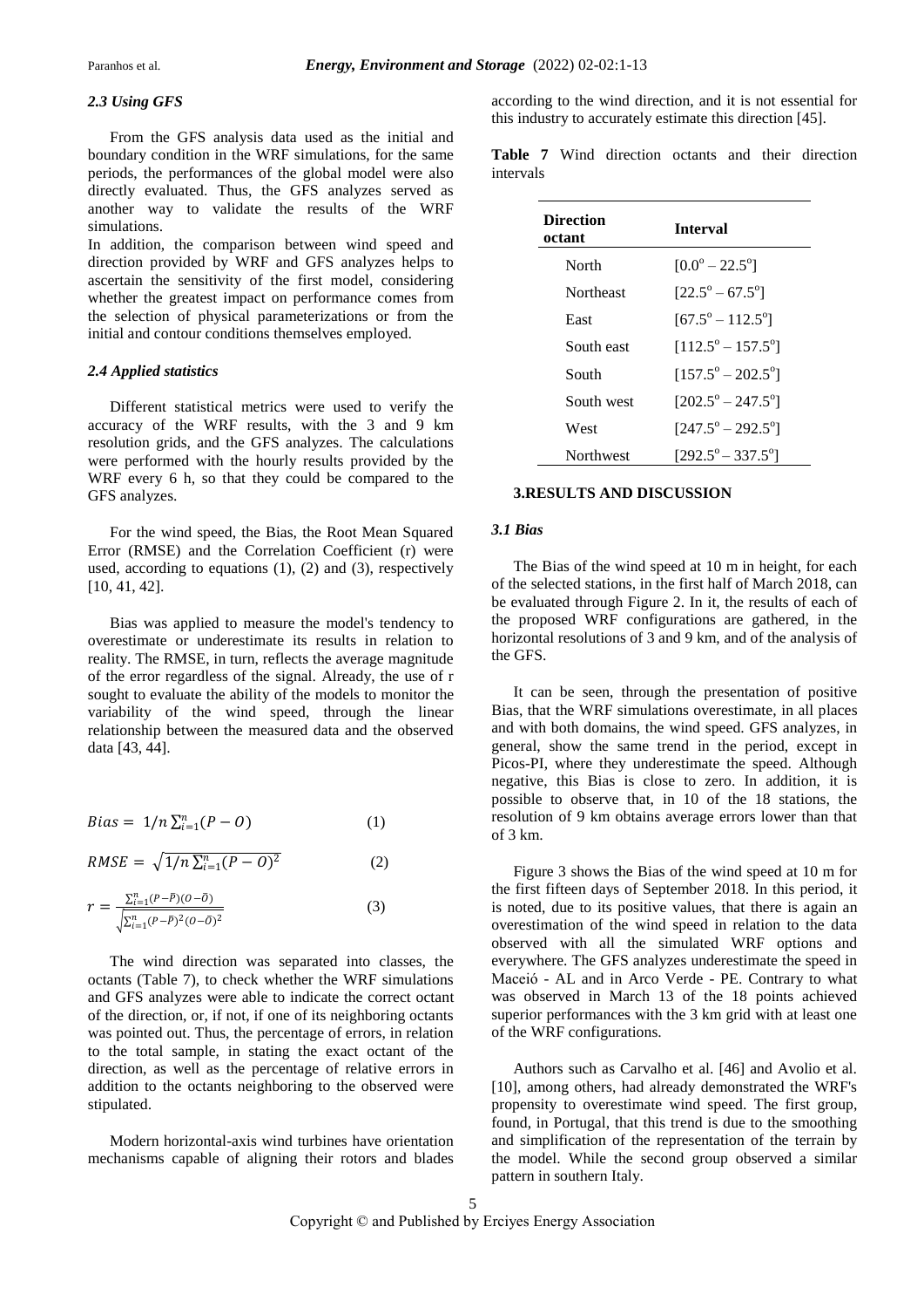### *2.3 Using GFS*

From the GFS analysis data used as the initial and boundary condition in the WRF simulations, for the same periods, the performances of the global model were also directly evaluated. Thus, the GFS analyzes served as another way to validate the results of the WRF simulations.

In addition, the comparison between wind speed and direction provided by WRF and GFS analyzes helps to ascertain the sensitivity of the first model, considering whether the greatest impact on performance comes from the selection of physical parameterizations or from the initial and contour conditions themselves employed.

### *2.4 Applied statistics*

Different statistical metrics were used to verify the accuracy of the WRF results, with the 3 and 9 km resolution grids, and the GFS analyzes. The calculations were performed with the hourly results provided by the WRF every 6 h, so that they could be compared to the GFS analyzes.

For the wind speed, the Bias, the Root Mean Squared Error (RMSE) and the Correlation Coefficient (r) were used, according to equations (1), (2) and (3), respectively [10, 41, 42].

Bias was applied to measure the model's tendency to overestimate or underestimate its results in relation to reality. The RMSE, in turn, reflects the average magnitude of the error regardless of the signal. Already, the use of r sought to evaluate the ability of the models to monitor the variability of the wind speed, through the linear relationship between the measured data and the observed data [43, 44].

$$Bias = 1/n \sum_{i=1}^{n}(P - O) \quad (1)$$

$$RMSE = \sqrt{1/n \sum_{i=1}^{n}(P - O)^2} \quad (2)$$

$$r = \frac{\sum_{i=1}^{n}(P-\bar{P})(O-\bar{O})}{\sqrt{\sum_{i=1}^{n}(P-\bar{P})^2(O-\bar{O})^2}} \quad (3)$$

The wind direction was separated into classes, the octants (Table 7), to check whether the WRF simulations and GFS analyzes were able to indicate the correct octant of the direction, or, if not, if one of its neighboring octants was pointed out. Thus, the percentage of errors, in relation to the total sample, in stating the exact octant of the direction, as well as the percentage of relative errors in addition to the octants neighboring to the observed were stipulated.

Modern horizontal-axis wind turbines have orientation mechanisms capable of aligning their rotors and blades according to the wind direction, and it is not essential for this industry to accurately estimate this direction [45].

**Table 7** Wind direction octants and their direction intervals

| Direction octant | Interval |
|---|---|
| North | $[0.0^{o} - 22.5^{o}]$ |
| Northeast | $[22.5^{o} - 67.5^{o}]$ |
| East | $[67.5^{o} - 112.5^{o}]$ |
| South east | $[112.5^{o} - 157.5^{o}]$ |
| South | $[157.5^{o} - 202.5^{o}]$ |
| South west | $[202.5^{o} - 247.5^{o}]$ |
| West | $[247.5^{o} - 292.5^{o}]$ |
| Northwest | $[292.5^{o} - 337.5^{o}]$ |

## 3.RESULTS AND DISCUSSION

### *3.1 Bias*

The Bias of the wind speed at 10 m in height, for each of the selected stations, in the first half of March 2018, can be evaluated through Figure 2. In it, the results of each of the proposed WRF configurations are gathered, in the horizontal resolutions of 3 and 9 km, and of the analysis of the GFS.

It can be seen, through the presentation of positive Bias, that the WRF simulations overestimate, in all places and with both domains, the wind speed. GFS analyzes, in general, show the same trend in the period, except in Picos-PI, where they underestimate the speed. Although negative, this Bias is close to zero. In addition, it is possible to observe that, in 10 of the 18 stations, the resolution of 9 km obtains average errors lower than that of 3 km.

Figure 3 shows the Bias of the wind speed at 10 m for the first fifteen days of September 2018. In this period, it is noted, due to its positive values, that there is again an overestimation of the wind speed in relation to the data observed with all the simulated WRF options and everywhere. The GFS analyzes underestimate the speed in Maceió - AL and in Arco Verde - PE. Contrary to what was observed in March 13 of the 18 points achieved superior performances with the 3 km grid with at least one of the WRF configurations.

Authors such as Carvalho et al. [46] and Avolio et al. [10], among others, had already demonstrated the WRF's propensity to overestimate wind speed. The first group, found, in Portugal, that this trend is due to the smoothing and simplification of the representation of the terrain by the model. While the second group observed a similar pattern in southern Italy.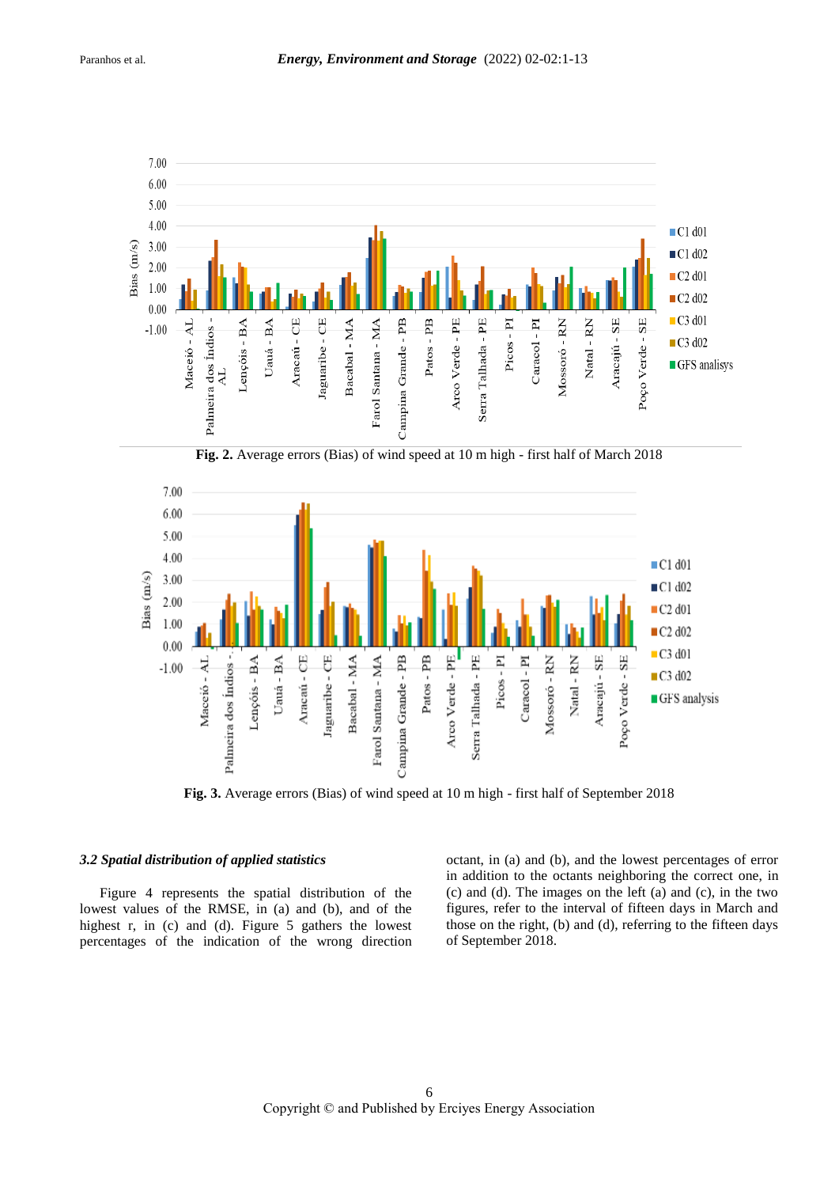Fig. 2. Average errors (Bias) of wind speed at 10 m high - first half of March 2018

Fig. 3. Average errors (Bias) of wind speed at 10 m high - first half of September 2018

### *3.2 Spatial distribution of applied statistics*

Figure 4 represents the spatial distribution of the lowest values of the RMSE, in (a) and (b), and of the highest r, in (c) and (d). Figure 5 gathers the lowest percentages of the indication of the wrong direction octant, in (a) and (b), and the lowest percentages of error in addition to the octants neighboring the correct one, in (c) and (d). The images on the left (a) and (c), in the two figures, refer to the interval of fifteen days in March and those on the right, (b) and (d), referring to the fifteen days of September 2018.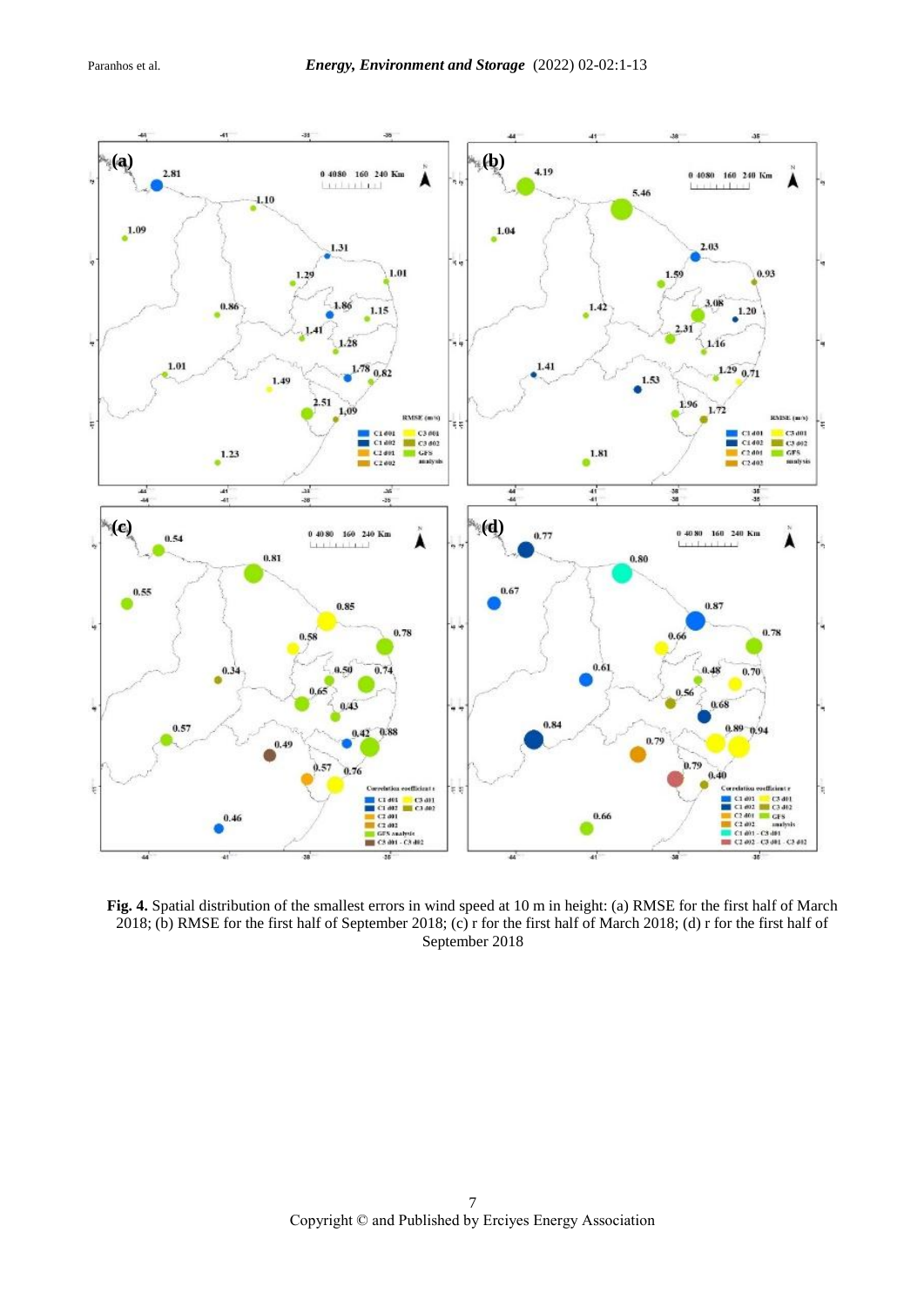**Fig. 4.** Spatial distribution of the smallest errors in wind speed at 10 m in height: (a) RMSE for the first half of March 2018; (b) RMSE for the first half of September 2018; (c) r for the first half of March 2018; (d) r for the first half of September 2018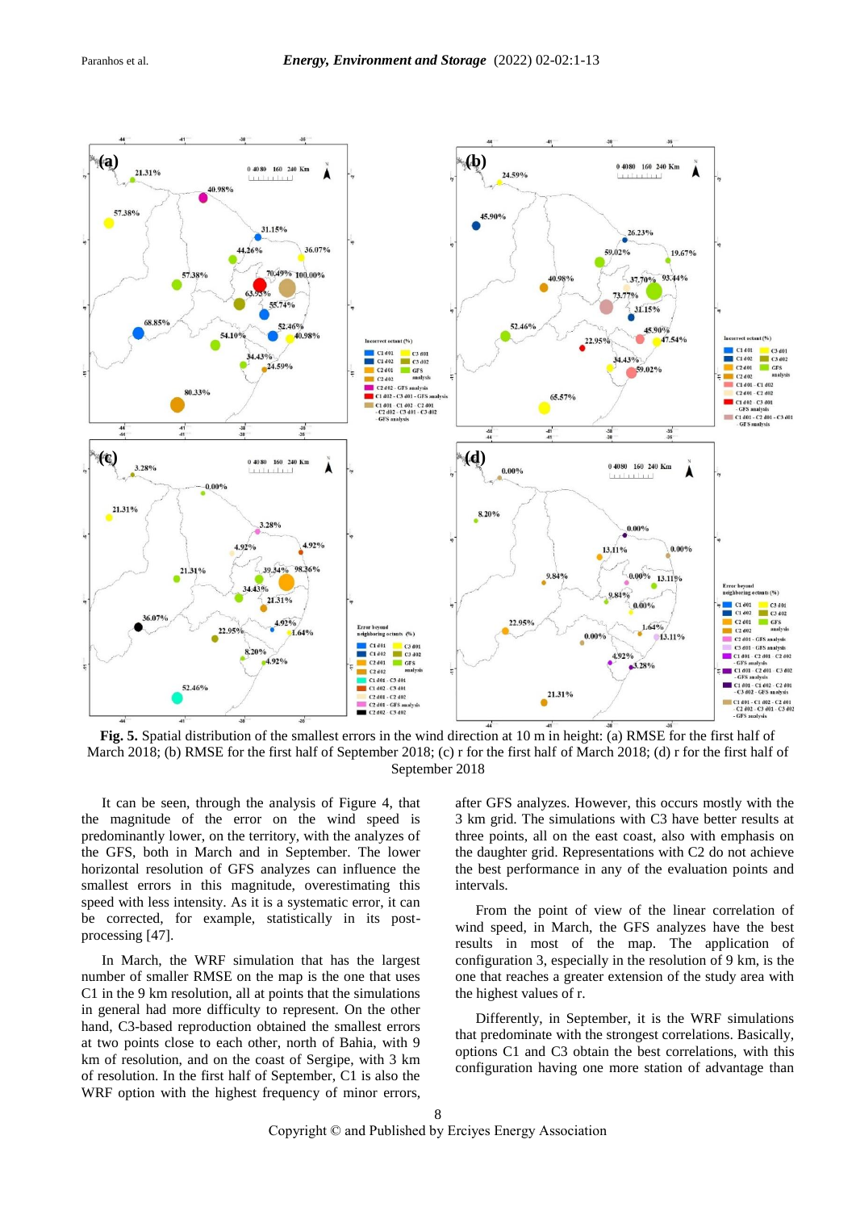**Fig. 5.** Spatial distribution of the smallest errors in the wind direction at 10 m in height: (a) RMSE for the first half of March 2018; (b) RMSE for the first half of September 2018; (c) r for the first half of March 2018; (d) r for the first half of September 2018

It can be seen, through the analysis of Figure 4, that the magnitude of the error on the wind speed is predominantly lower, on the territory, with the analyzes of the GFS, both in March and in September. The lower horizontal resolution of GFS analyzes can influence the smallest errors in this magnitude, overestimating this speed with less intensity. As it is a systematic error, it can be corrected, for example, statistically in its post-processing [47].

In March, the WRF simulation that has the largest number of smaller RMSE on the map is the one that uses C1 in the 9 km resolution, all at points that the simulations in general had more difficulty to represent. On the other hand, C3-based reproduction obtained the smallest errors at two points close to each other, north of Bahia, with 9 km of resolution, and on the coast of Sergipe, with 3 km of resolution. In the first half of September, C1 is also the WRF option with the highest frequency of minor errors, after GFS analyzes. However, this occurs mostly with the 3 km grid. The simulations with C3 have better results at three points, all on the east coast, also with emphasis on the daughter grid. Representations with C2 do not achieve the best performance in any of the evaluation points and intervals.

From the point of view of the linear correlation of wind speed, in March, the GFS analyzes have the best results in most of the map. The application of configuration 3, especially in the resolution of 9 km, is the one that reaches a greater extension of the study area with the highest values of r.

Differently, in September, it is the WRF simulations that predominate with the strongest correlations. Basically, options C1 and C3 obtain the best correlations, with this configuration having one more station of advantage than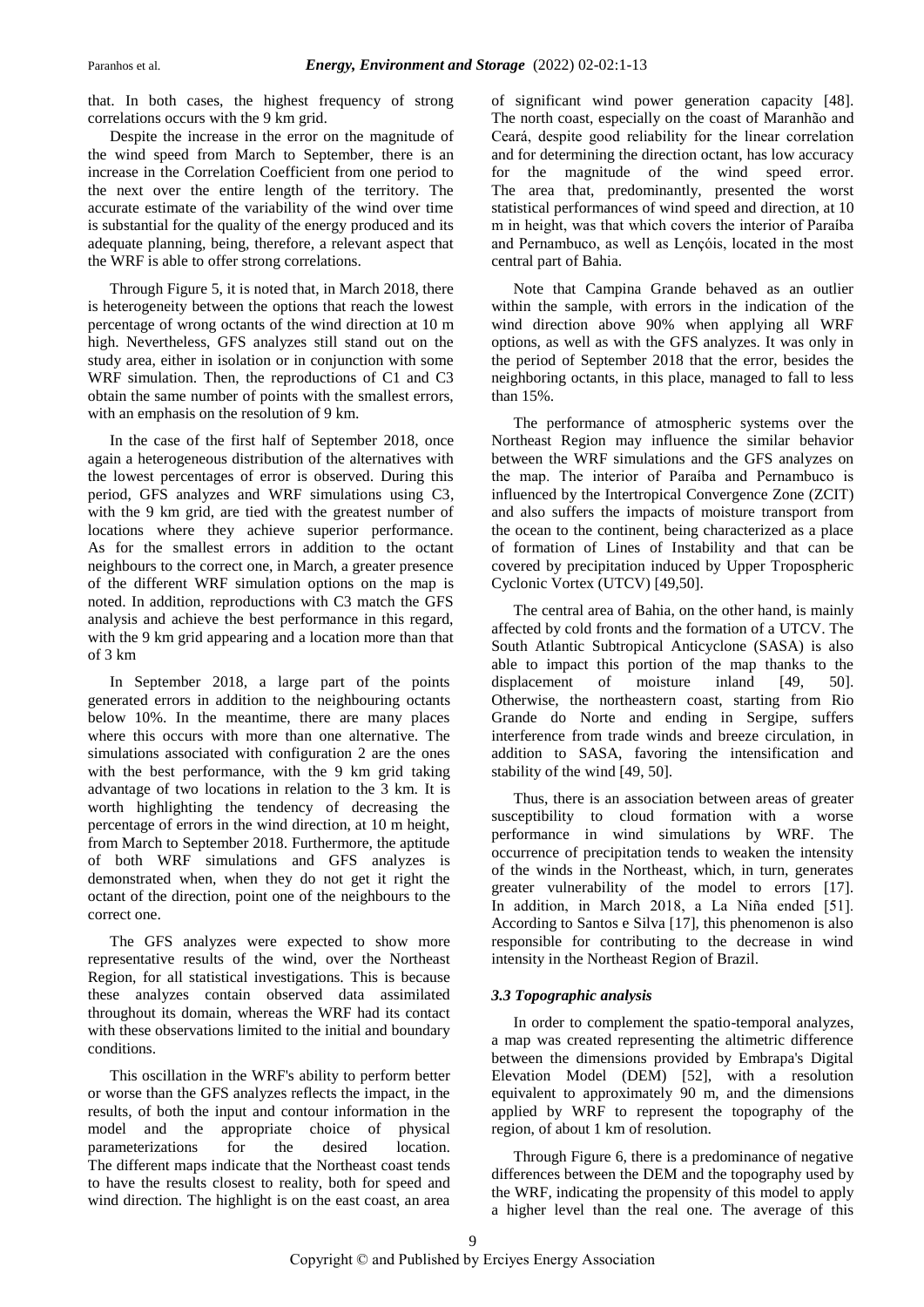that. In both cases, the highest frequency of strong correlations occurs with the 9 km grid.

Despite the increase in the error on the magnitude of the wind speed from March to September, there is an increase in the Correlation Coefficient from one period to the next over the entire length of the territory. The accurate estimate of the variability of the wind over time is substantial for the quality of the energy produced and its adequate planning, being, therefore, a relevant aspect that the WRF is able to offer strong correlations.

Through Figure 5, it is noted that, in March 2018, there is heterogeneity between the options that reach the lowest percentage of wrong octants of the wind direction at 10 m high. Nevertheless, GFS analyzes still stand out on the study area, either in isolation or in conjunction with some WRF simulation. Then, the reproductions of C1 and C3 obtain the same number of points with the smallest errors, with an emphasis on the resolution of 9 km.

In the case of the first half of September 2018, once again a heterogeneous distribution of the alternatives with the lowest percentages of error is observed. During this period, GFS analyzes and WRF simulations using C3, with the 9 km grid, are tied with the greatest number of locations where they achieve superior performance. As for the smallest errors in addition to the octant neighbours to the correct one, in March, a greater presence of the different WRF simulation options on the map is noted. In addition, reproductions with C3 match the GFS analysis and achieve the best performance in this regard, with the 9 km grid appearing and a location more than that of 3 km

In September 2018, a large part of the points generated errors in addition to the neighbouring octants below 10%. In the meantime, there are many places where this occurs with more than one alternative. The simulations associated with configuration 2 are the ones with the best performance, with the 9 km grid taking advantage of two locations in relation to the 3 km. It is worth highlighting the tendency of decreasing the percentage of errors in the wind direction, at 10 m height, from March to September 2018. Furthermore, the aptitude of both WRF simulations and GFS analyzes is demonstrated when, when they do not get it right the octant of the direction, point one of the neighbours to the correct one.

The GFS analyzes were expected to show more representative results of the wind, over the Northeast Region, for all statistical investigations. This is because these analyzes contain observed data assimilated throughout its domain, whereas the WRF had its contact with these observations limited to the initial and boundary conditions.

This oscillation in the WRF's ability to perform better or worse than the GFS analyzes reflects the impact, in the results, of both the input and contour information in the model and the appropriate choice of physical parameterizations for the desired location. The different maps indicate that the Northeast coast tends to have the results closest to reality, both for speed and wind direction. The highlight is on the east coast, an area of significant wind power generation capacity [48]. The north coast, especially on the coast of Maranhão and Ceará, despite good reliability for the linear correlation and for determining the direction octant, has low accuracy for the magnitude of the wind speed error. The area that, predominantly, presented the worst statistical performances of wind speed and direction, at 10 m in height, was that which covers the interior of Paraíba and Pernambuco, as well as Lençóis, located in the most central part of Bahia.

Note that Campina Grande behaved as an outlier within the sample, with errors in the indication of the wind direction above 90% when applying all WRF options, as well as with the GFS analyzes. It was only in the period of September 2018 that the error, besides the neighboring octants, in this place, managed to fall to less than 15%.

The performance of atmospheric systems over the Northeast Region may influence the similar behavior between the WRF simulations and the GFS analyzes on the map. The interior of Paraíba and Pernambuco is influenced by the Intertropical Convergence Zone (ZCIT) and also suffers the impacts of moisture transport from the ocean to the continent, being characterized as a place of formation of Lines of Instability and that can be covered by precipitation induced by Upper Tropospheric Cyclonic Vortex (UTCV) [49,50].

The central area of Bahia, on the other hand, is mainly affected by cold fronts and the formation of a UTCV. The South Atlantic Subtropical Anticyclone (SASA) is also able to impact this portion of the map thanks to the displacement of moisture inland [49, 50]. Otherwise, the northeastern coast, starting from Rio Grande do Norte and ending in Sergipe, suffers interference from trade winds and breeze circulation, in addition to SASA, favoring the intensification and stability of the wind [49, 50].

Thus, there is an association between areas of greater susceptibility to cloud formation with a worse performance in wind simulations by WRF. The occurrence of precipitation tends to weaken the intensity of the winds in the Northeast, which, in turn, generates greater vulnerability of the model to errors [17]. In addition, in March 2018, a La Niña ended [51]. According to Santos e Silva [17], this phenomenon is also responsible for contributing to the decrease in wind intensity in the Northeast Region of Brazil.

### *3.3 Topographic analysis*

In order to complement the spatio-temporal analyzes, a map was created representing the altimetric difference between the dimensions provided by Embrapa's Digital Elevation Model (DEM) [52], with a resolution equivalent to approximately 90 m, and the dimensions applied by WRF to represent the topography of the region, of about 1 km of resolution.

Through Figure 6, there is a predominance of negative differences between the DEM and the topography used by the WRF, indicating the propensity of this model to apply a higher level than the real one. The average of this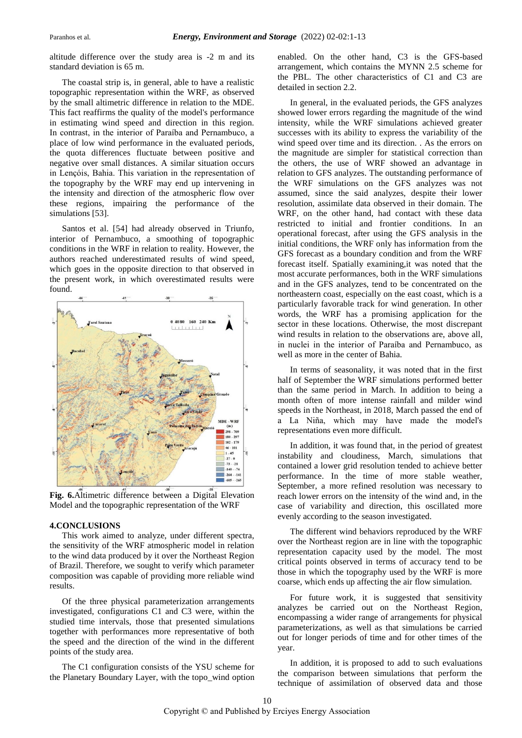altitude difference over the study area is -2 m and its standard deviation is 65 m.

The coastal strip is, in general, able to have a realistic topographic representation within the WRF, as observed by the small altimetric difference in relation to the MDE. This fact reaffirms the quality of the model's performance in estimating wind speed and direction in this region. In contrast, in the interior of Paraíba and Pernambuco, a place of low wind performance in the evaluated periods, the quota differences fluctuate between positive and negative over small distances. A similar situation occurs in Lençóis, Bahia. This variation in the representation of the topography by the WRF may end up intervening in the intensity and direction of the atmospheric flow over these regions, impairing the performance of the simulations [53].

Santos et al. [54] had already observed in Triunfo, interior of Pernambuco, a smoothing of topographic conditions in the WRF in relation to reality. However, the authors reached underestimated results of wind speed, which goes in the opposite direction to that observed in the present work, in which overestimated results were found.

**Fig. 6.**Altimetric difference between a Digital Elevation Model and the topographic representation of the WRF

## 4.CONCLUSIONS

This work aimed to analyze, under different spectra, the sensitivity of the WRF atmospheric model in relation to the wind data produced by it over the Northeast Region of Brazil. Therefore, we sought to verify which parameter composition was capable of providing more reliable wind results.

Of the three physical parameterization arrangements investigated, configurations C1 and C3 were, within the studied time intervals, those that presented simulations together with performances more representative of both the speed and the direction of the wind in the different points of the study area.

The C1 configuration consists of the YSU scheme for the Planetary Boundary Layer, with the topo_wind option enabled. On the other hand, C3 is the GFS-based arrangement, which contains the MYNN 2.5 scheme for the PBL. The other characteristics of C1 and C3 are detailed in section 2.2.

In general, in the evaluated periods, the GFS analyzes showed lower errors regarding the magnitude of the wind intensity, while the WRF simulations achieved greater successes with its ability to express the variability of the wind speed over time and its direction. . As the errors on the magnitude are simpler for statistical correction than the others, the use of WRF showed an advantage in relation to GFS analyzes. The outstanding performance of the WRF simulations on the GFS analyzes was not assumed, since the said analyzes, despite their lower resolution, assimilate data observed in their domain. The WRF, on the other hand, had contact with these data restricted to initial and frontier conditions. In an operational forecast, after using the GFS analysis in the initial conditions, the WRF only has information from the GFS forecast as a boundary condition and from the WRF forecast itself. Spatially examining,it was noted that the most accurate performances, both in the WRF simulations and in the GFS analyzes, tend to be concentrated on the northeastern coast, especially on the east coast, which is a particularly favorable track for wind generation. In other words, the WRF has a promising application for the sector in these locations. Otherwise, the most discrepant wind results in relation to the observations are, above all, in nuclei in the interior of Paraíba and Pernambuco, as well as more in the center of Bahia.

In terms of seasonality, it was noted that in the first half of September the WRF simulations performed better than the same period in March. In addition to being a month often of more intense rainfall and milder wind speeds in the Northeast, in 2018, March passed the end of a La Niña, which may have made the model's representations even more difficult.

In addition, it was found that, in the period of greatest instability and cloudiness, March, simulations that contained a lower grid resolution tended to achieve better performance. In the time of more stable weather, September, a more refined resolution was necessary to reach lower errors on the intensity of the wind and, in the case of variability and direction, this oscillated more evenly according to the season investigated.

The different wind behaviors reproduced by the WRF over the Northeast region are in line with the topographic representation capacity used by the model. The most critical points observed in terms of accuracy tend to be those in which the topography used by the WRF is more coarse, which ends up affecting the air flow simulation.

For future work, it is suggested that sensitivity analyzes be carried out on the Northeast Region, encompassing a wider range of arrangements for physical parameterizations, as well as that simulations be carried out for longer periods of time and for other times of the year.

In addition, it is proposed to add to such evaluations the comparison between simulations that perform the technique of assimilation of observed data and those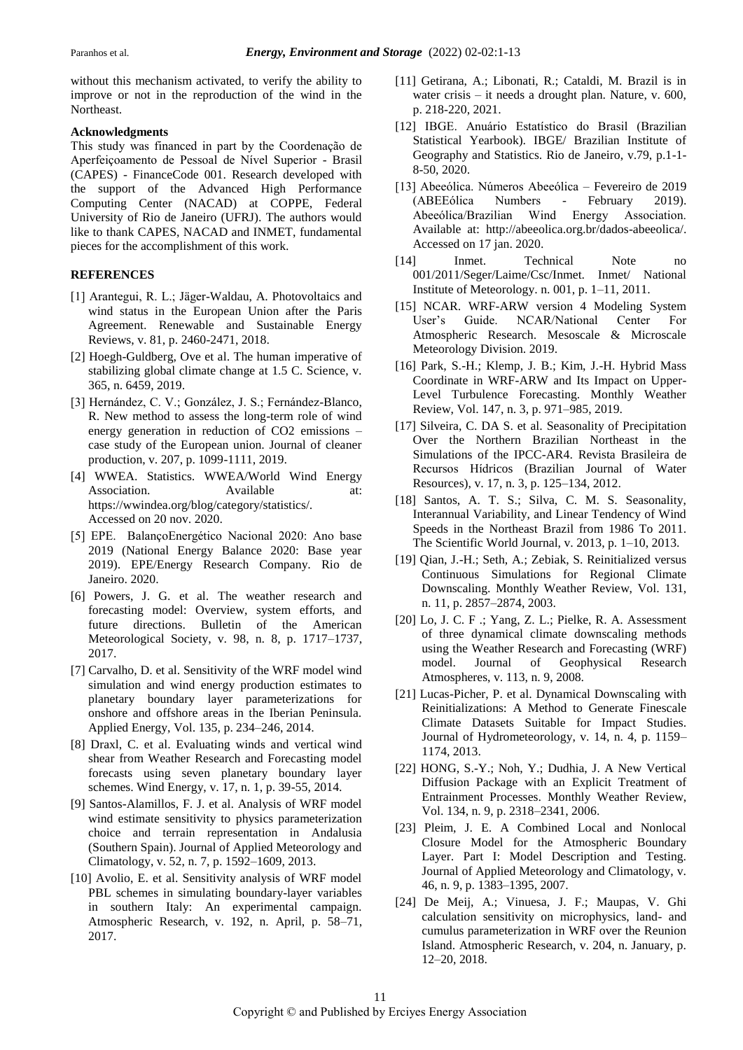without this mechanism activated, to verify the ability to improve or not in the reproduction of the wind in the Northeast.

**Acknowledgments**

This study was financed in part by the Coordenação de Aperfeiçoamento de Pessoal de Nível Superior - Brasil (CAPES) - FinanceCode 001. Research developed with the support of the Advanced High Performance Computing Center (NACAD) at COPPE, Federal University of Rio de Janeiro (UFRJ). The authors would like to thank CAPES, NACAD and INMET, fundamental pieces for the accomplishment of this work.

**REFERENCES**

[1] Arantegui, R. L.; Jäger-Waldau, A. Photovoltaics and wind status in the European Union after the Paris Agreement. Renewable and Sustainable Energy Reviews, v. 81, p. 2460-2471, 2018.

[2] Hoegh-Guldberg, Ove et al. The human imperative of stabilizing global climate change at 1.5 C. Science, v. 365, n. 6459, 2019.

[3] Hernández, C. V.; González, J. S.; Fernández-Blanco, R. New method to assess the long-term role of wind energy generation in reduction of CO2 emissions – case study of the European union. Journal of cleaner production, v. 207, p. 1099-1111, 2019.

[4] WWEA. Statistics. WWEA/World Wind Energy Association. Available at: https://wwindea.org/blog/category/statistics/. Accessed on 20 nov. 2020.

[5] EPE. BalançoEnergético Nacional 2020: Ano base 2019 (National Energy Balance 2020: Base year 2019). EPE/Energy Research Company. Rio de Janeiro. 2020.

[6] Powers, J. G. et al. The weather research and forecasting model: Overview, system efforts, and future directions. Bulletin of the American Meteorological Society, v. 98, n. 8, p. 1717–1737, 2017.

[7] Carvalho, D. et al. Sensitivity of the WRF model wind simulation and wind energy production estimates to planetary boundary layer parameterizations for onshore and offshore areas in the Iberian Peninsula. Applied Energy, Vol. 135, p. 234–246, 2014.

[8] Draxl, C. et al. Evaluating winds and vertical wind shear from Weather Research and Forecasting model forecasts using seven planetary boundary layer schemes. Wind Energy, v. 17, n. 1, p. 39-55, 2014.

[9] Santos-Alamillos, F. J. et al. Analysis of WRF model wind estimate sensitivity to physics parameterization choice and terrain representation in Andalusia (Southern Spain). Journal of Applied Meteorology and Climatology, v. 52, n. 7, p. 1592–1609, 2013.

[10] Avolio, E. et al. Sensitivity analysis of WRF model PBL schemes in simulating boundary-layer variables in southern Italy: An experimental campaign. Atmospheric Research, v. 192, n. April, p. 58–71, 2017.

[11] Getirana, A.; Libonati, R.; Cataldi, M. Brazil is in water crisis – it needs a drought plan. Nature, v. 600, p. 218-220, 2021.

[12] IBGE. Anuário Estatístico do Brasil (Brazilian Statistical Yearbook). IBGE/ Brazilian Institute of Geography and Statistics. Rio de Janeiro, v.79, p.1-1-8-50, 2020.

[13] Abeeólica. Números Abeeólica – Fevereiro de 2019 (ABEEólica Numbers - February 2019). Abeeólica/Brazilian Wind Energy Association. Available at: http://abeeolica.org.br/dados-abeeolica/. Accessed on 17 jan. 2020.

[14] Inmet. Technical Note no 001/2011/Seger/Laime/Csc/Inmet. Inmet/ National Institute of Meteorology. n. 001, p. 1–11, 2011.

[15] NCAR. WRF-ARW version 4 Modeling System User's Guide. NCAR/National Center For Atmospheric Research. Mesoscale & Microscale Meteorology Division. 2019.

[16] Park, S.-H.; Klemp, J. B.; Kim, J.-H. Hybrid Mass Coordinate in WRF-ARW and Its Impact on Upper-Level Turbulence Forecasting. Monthly Weather Review, Vol. 147, n. 3, p. 971–985, 2019.

[17] Silveira, C. DA S. et al. Seasonality of Precipitation Over the Northern Brazilian Northeast in the Simulations of the IPCC-AR4. Revista Brasileira de Recursos Hídricos (Brazilian Journal of Water Resources), v. 17, n. 3, p. 125–134, 2012.

[18] Santos, A. T. S.; Silva, C. M. S. Seasonality, Interannual Variability, and Linear Tendency of Wind Speeds in the Northeast Brazil from 1986 To 2011. The Scientific World Journal, v. 2013, p. 1–10, 2013.

[19] Qian, J.-H.; Seth, A.; Zebiak, S. Reinitialized versus Continuous Simulations for Regional Climate Downscaling. Monthly Weather Review, Vol. 131, n. 11, p. 2857–2874, 2003.

[20] Lo, J. C. F .; Yang, Z. L.; Pielke, R. A. Assessment of three dynamical climate downscaling methods using the Weather Research and Forecasting (WRF) model. Journal of Geophysical Research Atmospheres, v. 113, n. 9, 2008.

[21] Lucas-Picher, P. et al. Dynamical Downscaling with Reinitializations: A Method to Generate Finescale Climate Datasets Suitable for Impact Studies. Journal of Hydrometeorology, v. 14, n. 4, p. 1159–1174, 2013.

[22] HONG, S.-Y.; Noh, Y.; Dudhia, J. A New Vertical Diffusion Package with an Explicit Treatment of Entrainment Processes. Monthly Weather Review, Vol. 134, n. 9, p. 2318–2341, 2006.

[23] Pleim, J. E. A Combined Local and Nonlocal Closure Model for the Atmospheric Boundary Layer. Part I: Model Description and Testing. Journal of Applied Meteorology and Climatology, v. 46, n. 9, p. 1383–1395, 2007.

[24] De Meij, A.; Vinuesa, J. F.; Maupas, V. Ghi calculation sensitivity on microphysics, land- and cumulus parameterization in WRF over the Reunion Island. Atmospheric Research, v. 204, n. January, p. 12–20, 2018.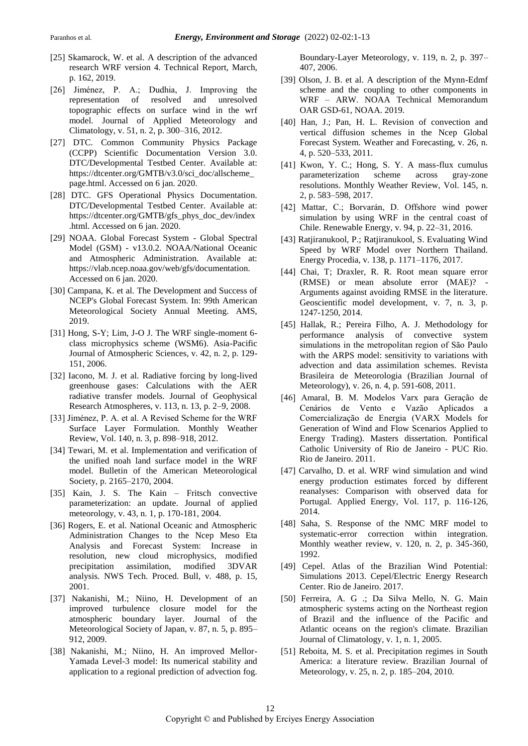[25] Skamarock, W. et al. A description of the advanced research WRF version 4. Technical Report, March, p. 162, 2019.

[26] Jiménez, P. A.; Dudhia, J. Improving the representation of resolved and unresolved topographic effects on surface wind in the wrf model. Journal of Applied Meteorology and Climatology, v. 51, n. 2, p. 300–316, 2012.

[27] DTC. Common Community Physics Package (CCPP) Scientific Documentation Version 3.0. DTC/Developmental Testbed Center. Available at: https://dtcenter.org/GMTB/v3.0/sci_doc/allscheme_page.html. Accessed on 6 jan. 2020.

[28] DTC. GFS Operational Physics Documentation. DTC/Developmental Testbed Center. Available at: https://dtcenter.org/GMTB/gfs_phys_doc_dev/index.html. Accessed on 6 jan. 2020.

[29] NOAA. Global Forecast System - Global Spectral Model (GSM) - v13.0.2. NOAA/National Oceanic and Atmospheric Administration. Available at: https://vlab.ncep.noaa.gov/web/gfs/documentation. Accessed on 6 jan. 2020.

[30] Campana, K. et al. The Development and Success of NCEP's Global Forecast System. In: 99th American Meteorological Society Annual Meeting. AMS, 2019.

[31] Hong, S-Y; Lim, J-O J. The WRF single-moment 6-class microphysics scheme (WSM6). Asia-Pacific Journal of Atmospheric Sciences, v. 42, n. 2, p. 129-151, 2006.

[32] Iacono, M. J. et al. Radiative forcing by long-lived greenhouse gases: Calculations with the AER radiative transfer models. Journal of Geophysical Research Atmospheres, v. 113, n. 13, p. 2–9, 2008.

[33] Jiménez, P. A. et al. A Revised Scheme for the WRF Surface Layer Formulation. Monthly Weather Review, Vol. 140, n. 3, p. 898–918, 2012.

[34] Tewari, M. et al. Implementation and verification of the unified noah land surface model in the WRF model. Bulletin of the American Meteorological Society, p. 2165–2170, 2004.

[35] Kain, J. S. The Kain – Fritsch convective parameterization: an update. Journal of applied meteorology, v. 43, n. 1, p. 170-181, 2004.

[36] Rogers, E. et al. National Oceanic and Atmospheric Administration Changes to the Ncep Meso Eta Analysis and Forecast System: Increase in resolution, new cloud microphysics, modified precipitation assimilation, modified 3DVAR analysis. NWS Tech. Proced. Bull, v. 488, p. 15, 2001.

[37] Nakanishi, M.; Niino, H. Development of an improved turbulence closure model for the atmospheric boundary layer. Journal of the Meteorological Society of Japan, v. 87, n. 5, p. 895–912, 2009.

[38] Nakanishi, M.; Niino, H. An improved Mellor-Yamada Level-3 model: Its numerical stability and application to a regional prediction of advection fog. Boundary-Layer Meteorology, v. 119, n. 2, p. 397–407, 2006.

[39] Olson, J. B. et al. A description of the Mynn-Edmf scheme and the coupling to other components in WRF – ARW. NOAA Technical Memorandum OAR GSD-61, NOAA. 2019.

[40] Han, J.; Pan, H. L. Revision of convection and vertical diffusion schemes in the Ncep Global Forecast System. Weather and Forecasting, v. 26, n. 4, p. 520–533, 2011.

[41] Kwon, Y. C.; Hong, S. Y. A mass-flux cumulus parameterization scheme across gray-zone resolutions. Monthly Weather Review, Vol. 145, n. 2, p. 583–598, 2017.

[42] Mattar, C.; Borvarán, D. Offshore wind power simulation by using WRF in the central coast of Chile. Renewable Energy, v. 94, p. 22–31, 2016.

[43] Ratjiranukool, P.; Ratjiranukool, S. Evaluating Wind Speed by WRF Model over Northern Thailand. Energy Procedia, v. 138, p. 1171–1176, 2017.

[44] Chai, T; Draxler, R. R. Root mean square error (RMSE) or mean absolute error (MAE)? - Arguments against avoiding RMSE in the literature. Geoscientific model development, v. 7, n. 3, p. 1247-1250, 2014.

[45] Hallak, R.; Pereira Filho, A. J. Methodology for performance analysis of convective system simulations in the metropolitan region of São Paulo with the ARPS model: sensitivity to variations with advection and data assimilation schemes. Revista Brasileira de Meteorologia (Brazilian Journal of Meteorology), v. 26, n. 4, p. 591-608, 2011.

[46] Amaral, B. M. Modelos Varx para Geração de Cenários de Vento e Vazão Aplicados a Comercialização de Energia (VARX Models for Generation of Wind and Flow Scenarios Applied to Energy Trading). Masters dissertation. Pontifical Catholic University of Rio de Janeiro - PUC Rio. Rio de Janeiro. 2011.

[47] Carvalho, D. et al. WRF wind simulation and wind energy production estimates forced by different reanalyses: Comparison with observed data for Portugal. Applied Energy, Vol. 117, p. 116-126, 2014.

[48] Saha, S. Response of the NMC MRF model to systematic-error correction within integration. Monthly weather review, v. 120, n. 2, p. 345-360, 1992.

[49] Cepel. Atlas of the Brazilian Wind Potential: Simulations 2013. Cepel/Electric Energy Research Center. Rio de Janeiro. 2017.

[50] Ferreira, A. G .; Da Silva Mello, N. G. Main atmospheric systems acting on the Northeast region of Brazil and the influence of the Pacific and Atlantic oceans on the region's climate. Brazilian Journal of Climatology, v. 1, n. 1, 2005.

[51] Reboita, M. S. et al. Precipitation regimes in South America: a literature review. Brazilian Journal of Meteorology, v. 25, n. 2, p. 185–204, 2010.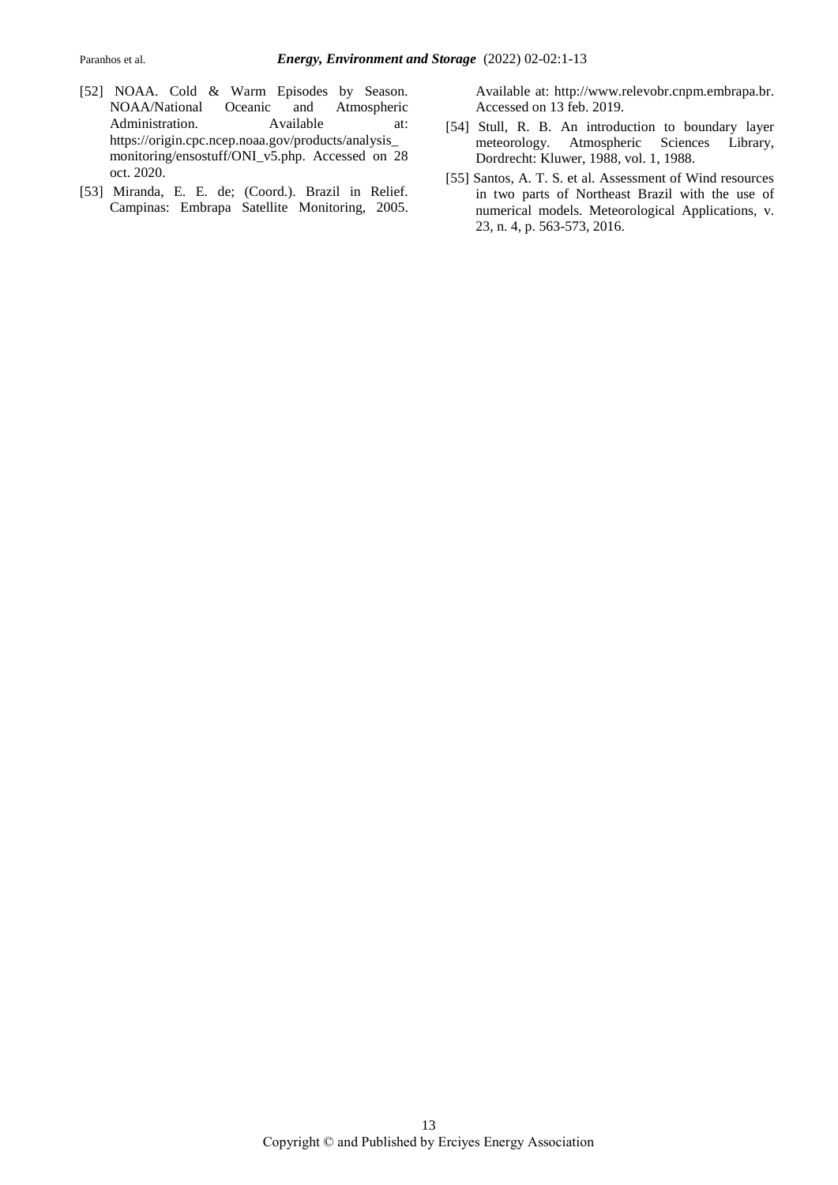[52] NOAA. Cold & Warm Episodes by Season. NOAA/National Oceanic and Atmospheric Administration. Available at: https://origin.cpc.ncep.noaa.gov/products/analysis_monitoring/ensostuff/ONI_v5.php. Accessed on 28 oct. 2020.

[53] Miranda, E. E. de; (Coord.). Brazil in Relief. Campinas: Embrapa Satellite Monitoring, 2005. Available at: http://www.relevobr.cnpm.embrapa.br. Accessed on 13 feb. 2019.

[54] Stull, R. B. An introduction to boundary layer meteorology. Atmospheric Sciences Library, Dordrecht: Kluwer, 1988, vol. 1, 1988.

[55] Santos, A. T. S. et al. Assessment of Wind resources in two parts of Northeast Brazil with the use of numerical models. Meteorological Applications, v. 23, n. 4, p. 563-573, 2016.